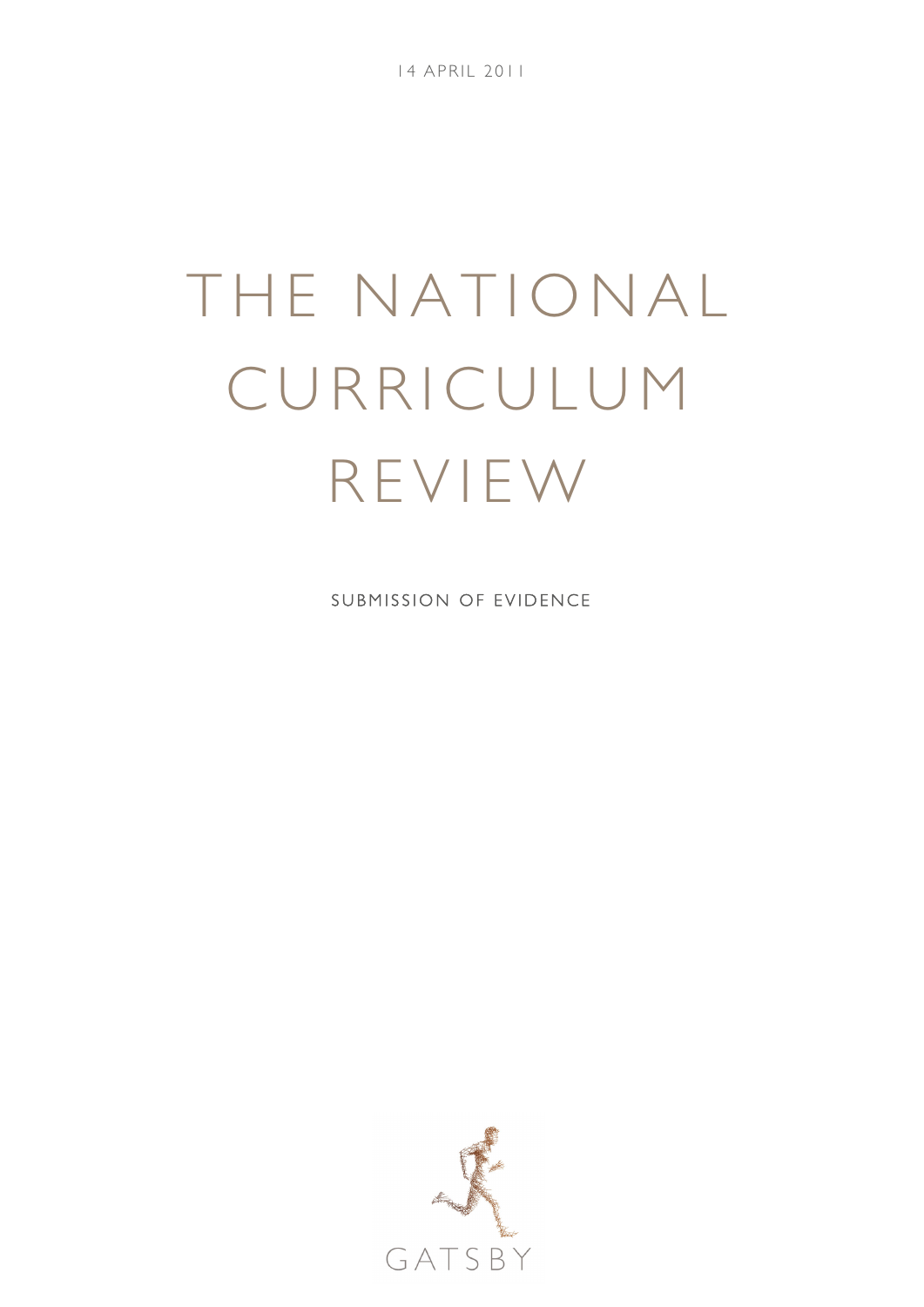14 APRIL 2011

# THE NATIONAL CURRICULUM REVIEW

SUBMISSION OF EVIDENCE

GATSBY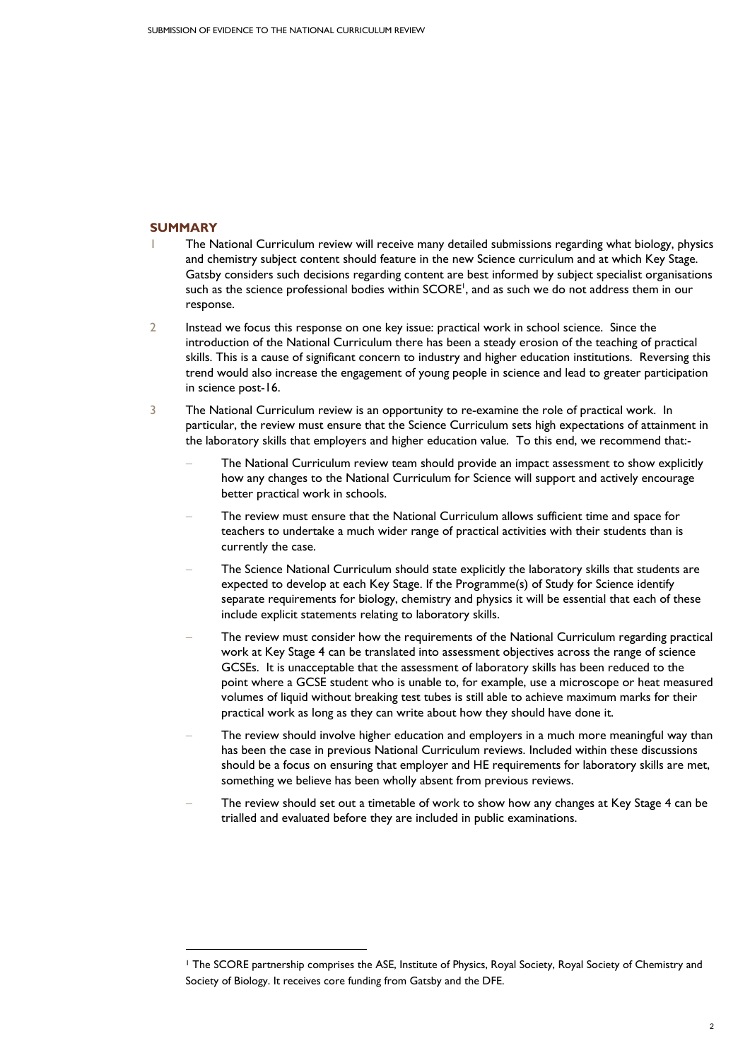## SUMMARY

1. The National Curriculum review will receive many detailed submissions regarding what biology, physics and chemistry subject content should feature in the new Science curriculum and at which Key Stage. Gatsby considers such decisions regarding content are best informed by subject specialist organisations such as the science professional bodies within SCORE[1], and as such we do not address them in our response.

2. Instead we focus this response on one key issue: practical work in school science. Since the introduction of the National Curriculum there has been a steady erosion of the teaching of practical skills. This is a cause of significant concern to industry and higher education institutions. Reversing this trend would also increase the engagement of young people in science and lead to greater participation in science post-16.

3. The National Curriculum review is an opportunity to re-examine the role of practical work. In particular, the review must ensure that the Science Curriculum sets high expectations of attainment in the laboratory skills that employers and higher education value. To this end, we recommend that:-

   - The National Curriculum review team should provide an impact assessment to show explicitly how any changes to the National Curriculum for Science will support and actively encourage better practical work in schools.
   - The review must ensure that the National Curriculum allows sufficient time and space for teachers to undertake a much wider range of practical activities with their students than is currently the case.
   - The Science National Curriculum should state explicitly the laboratory skills that students are expected to develop at each Key Stage. If the Programme(s) of Study for Science identify separate requirements for biology, chemistry and physics it will be essential that each of these include explicit statements relating to laboratory skills.
   - The review must consider how the requirements of the National Curriculum regarding practical work at Key Stage 4 can be translated into assessment objectives across the range of science GCSEs. It is unacceptable that the assessment of laboratory skills has been reduced to the point where a GCSE student who is unable to, for example, use a microscope or heat measured volumes of liquid without breaking test tubes is still able to achieve maximum marks for their practical work as long as they can write about how they should have done it.
   - The review should involve higher education and employers in a much more meaningful way than has been the case in previous National Curriculum reviews. Included within these discussions should be a focus on ensuring that employer and HE requirements for laboratory skills are met, something we believe has been wholly absent from previous reviews.
   - The review should set out a timetable of work to show how any changes at Key Stage 4 can be trialled and evaluated before they are included in public examinations.

---

[1] The SCORE partnership comprises the ASE, Institute of Physics, Royal Society, Royal Society of Chemistry and Society of Biology. It receives core funding from Gatsby and the DFE.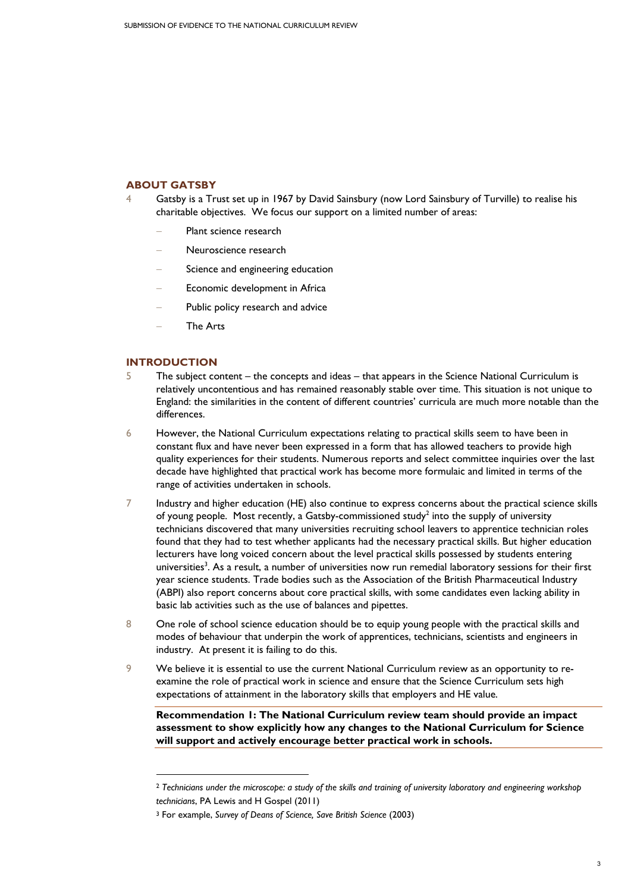## ABOUT GATSBY

4 Gatsby is a Trust set up in 1967 by David Sainsbury (now Lord Sainsbury of Turville) to realise his charitable objectives. We focus our support on a limited number of areas:

- Plant science research
- Neuroscience research
- Science and engineering education
- Economic development in Africa
- Public policy research and advice
- The Arts

## INTRODUCTION

5 The subject content – the concepts and ideas – that appears in the Science National Curriculum is relatively uncontentious and has remained reasonably stable over time. This situation is not unique to England: the similarities in the content of different countries' curricula are much more notable than the differences.

6 However, the National Curriculum expectations relating to practical skills seem to have been in constant flux and have never been expressed in a form that has allowed teachers to provide high quality experiences for their students. Numerous reports and select committee inquiries over the last decade have highlighted that practical work has become more formulaic and limited in terms of the range of activities undertaken in schools.

7 Industry and higher education (HE) also continue to express concerns about the practical science skills of young people. Most recently, a Gatsby-commissioned study[2] into the supply of university technicians discovered that many universities recruiting school leavers to apprentice technician roles found that they had to test whether applicants had the necessary practical skills. But higher education lecturers have long voiced concern about the level practical skills possessed by students entering universities[3]. As a result, a number of universities now run remedial laboratory sessions for their first year science students. Trade bodies such as the Association of the British Pharmaceutical Industry (ABPI) also report concerns about core practical skills, with some candidates even lacking ability in basic lab activities such as the use of balances and pipettes.

8 One role of school science education should be to equip young people with the practical skills and modes of behaviour that underpin the work of apprentices, technicians, scientists and engineers in industry. At present it is failing to do this.

9 We believe it is essential to use the current National Curriculum review as an opportunity to re-examine the role of practical work in science and ensure that the Science Curriculum sets high expectations of attainment in the laboratory skills that employers and HE value.

**Recommendation 1: The National Curriculum review team should provide an impact assessment to show explicitly how any changes to the National Curriculum for Science will support and actively encourage better practical work in schools.**

---

[2] *Technicians under the microscope: a study of the skills and training of university laboratory and engineering workshop technicians*, PA Lewis and H Gospel (2011)

[3] For example, *Survey of Deans of Science, Save British Science* (2003)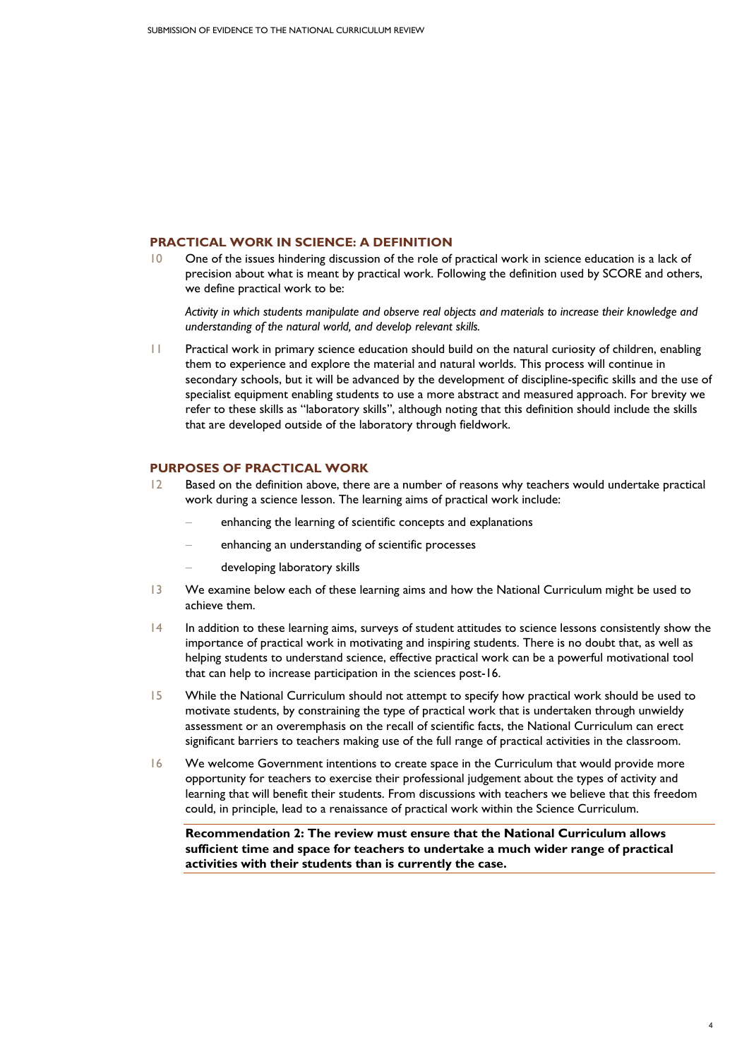## PRACTICAL WORK IN SCIENCE: A DEFINITION

10 One of the issues hindering discussion of the role of practical work in science education is a lack of precision about what is meant by practical work. Following the definition used by SCORE and others, we define practical work to be:

*Activity in which students manipulate and observe real objects and materials to increase their knowledge and understanding of the natural world, and develop relevant skills.*

11 Practical work in primary science education should build on the natural curiosity of children, enabling them to experience and explore the material and natural worlds. This process will continue in secondary schools, but it will be advanced by the development of discipline-specific skills and the use of specialist equipment enabling students to use a more abstract and measured approach. For brevity we refer to these skills as "laboratory skills", although noting that this definition should include the skills that are developed outside of the laboratory through fieldwork.

## PURPOSES OF PRACTICAL WORK

12 Based on the definition above, there are a number of reasons why teachers would undertake practical work during a science lesson. The learning aims of practical work include:

- enhancing the learning of scientific concepts and explanations
- enhancing an understanding of scientific processes
- developing laboratory skills

13 We examine below each of these learning aims and how the National Curriculum might be used to achieve them.

14 In addition to these learning aims, surveys of student attitudes to science lessons consistently show the importance of practical work in motivating and inspiring students. There is no doubt that, as well as helping students to understand science, effective practical work can be a powerful motivational tool that can help to increase participation in the sciences post-16.

15 While the National Curriculum should not attempt to specify how practical work should be used to motivate students, by constraining the type of practical work that is undertaken through unwieldy assessment or an overemphasis on the recall of scientific facts, the National Curriculum can erect significant barriers to teachers making use of the full range of practical activities in the classroom.

16 We welcome Government intentions to create space in the Curriculum that would provide more opportunity for teachers to exercise their professional judgement about the types of activity and learning that will benefit their students. From discussions with teachers we believe that this freedom could, in principle, lead to a renaissance of practical work within the Science Curriculum.

**Recommendation 2: The review must ensure that the National Curriculum allows sufficient time and space for teachers to undertake a much wider range of practical activities with their students than is currently the case.**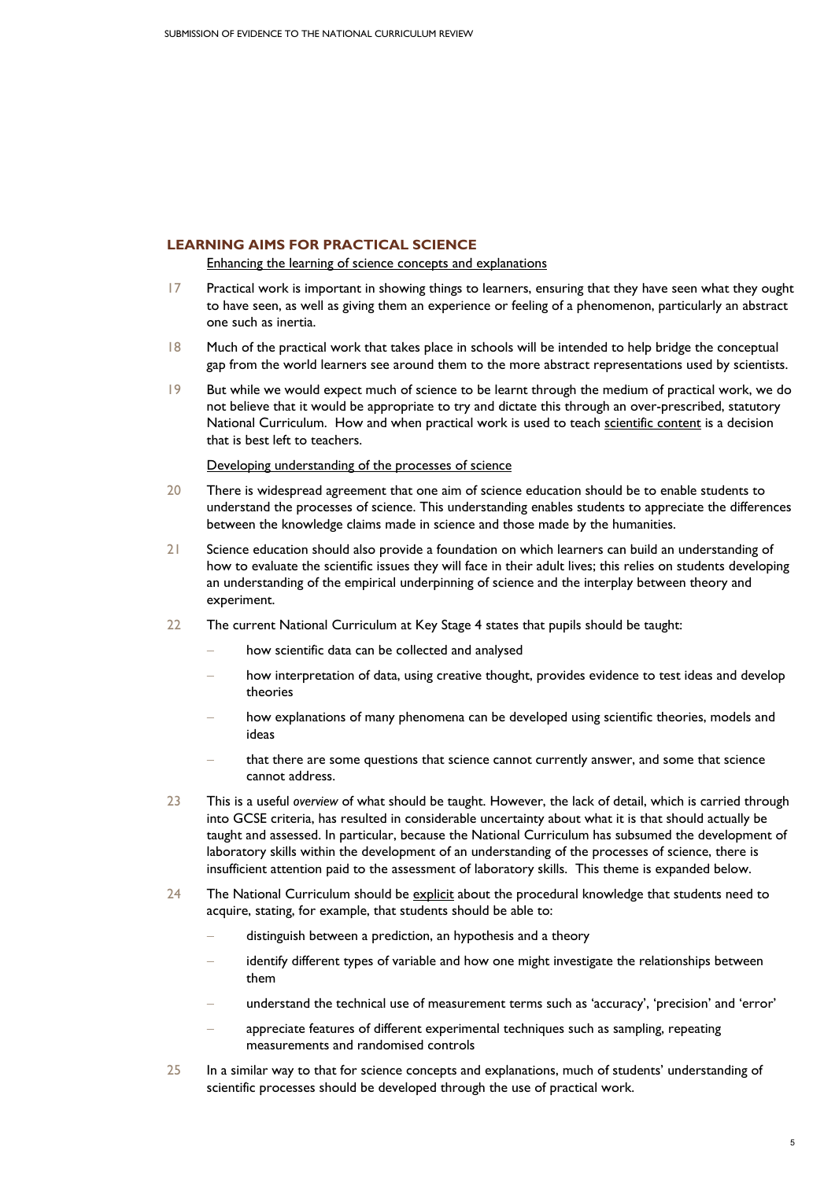## LEARNING AIMS FOR PRACTICAL SCIENCE

Enhancing the learning of science concepts and explanations

17 Practical work is important in showing things to learners, ensuring that they have seen what they ought to have seen, as well as giving them an experience or feeling of a phenomenon, particularly an abstract one such as inertia.

18 Much of the practical work that takes place in schools will be intended to help bridge the conceptual gap from the world learners see around them to the more abstract representations used by scientists.

19 But while we would expect much of science to be learnt through the medium of practical work, we do not believe that it would be appropriate to try and dictate this through an over-prescribed, statutory National Curriculum. How and when practical work is used to teach scientific content is a decision that is best left to teachers.

Developing understanding of the processes of science

20 There is widespread agreement that one aim of science education should be to enable students to understand the processes of science. This understanding enables students to appreciate the differences between the knowledge claims made in science and those made by the humanities.

21 Science education should also provide a foundation on which learners can build an understanding of how to evaluate the scientific issues they will face in their adult lives; this relies on students developing an understanding of the empirical underpinning of science and the interplay between theory and experiment.

22 The current National Curriculum at Key Stage 4 states that pupils should be taught:

- how scientific data can be collected and analysed
- how interpretation of data, using creative thought, provides evidence to test ideas and develop theories
- how explanations of many phenomena can be developed using scientific theories, models and ideas
- that there are some questions that science cannot currently answer, and some that science cannot address.

23 This is a useful *overview* of what should be taught. However, the lack of detail, which is carried through into GCSE criteria, has resulted in considerable uncertainty about what it is that should actually be taught and assessed. In particular, because the National Curriculum has subsumed the development of laboratory skills within the development of an understanding of the processes of science, there is insufficient attention paid to the assessment of laboratory skills. This theme is expanded below.

24 The National Curriculum should be explicit about the procedural knowledge that students need to acquire, stating, for example, that students should be able to:

- distinguish between a prediction, an hypothesis and a theory
- identify different types of variable and how one might investigate the relationships between them
- understand the technical use of measurement terms such as 'accuracy', 'precision' and 'error'
- appreciate features of different experimental techniques such as sampling, repeating measurements and randomised controls

25 In a similar way to that for science concepts and explanations, much of students' understanding of scientific processes should be developed through the use of practical work.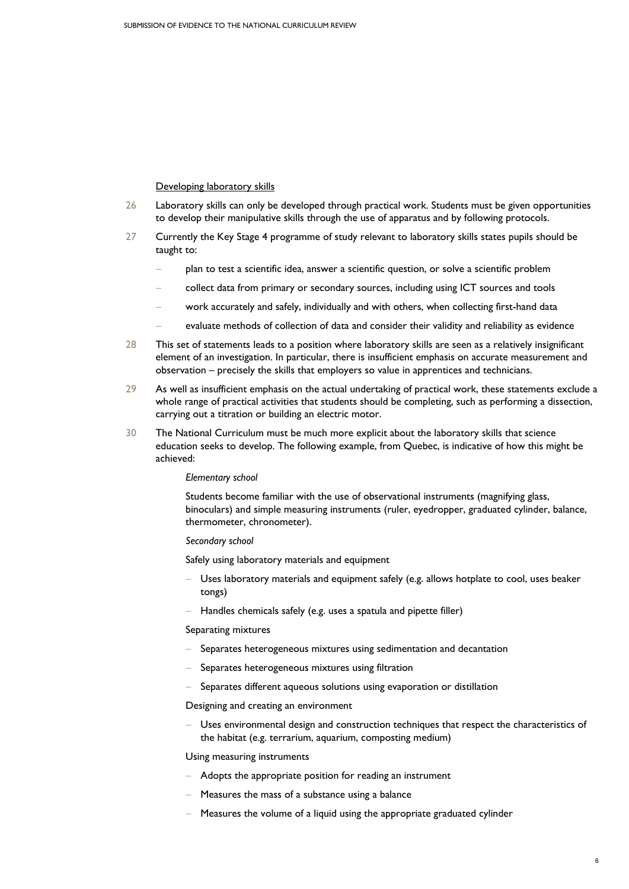<u>Developing laboratory skills</u>

26 Laboratory skills can only be developed through practical work. Students must be given opportunities to develop their manipulative skills through the use of apparatus and by following protocols.

27 Currently the Key Stage 4 programme of study relevant to laboratory skills states pupils should be taught to:

- plan to test a scientific idea, answer a scientific question, or solve a scientific problem
- collect data from primary or secondary sources, including using ICT sources and tools
- work accurately and safely, individually and with others, when collecting first-hand data
- evaluate methods of collection of data and consider their validity and reliability as evidence

28 This set of statements leads to a position where laboratory skills are seen as a relatively insignificant element of an investigation. In particular, there is insufficient emphasis on accurate measurement and observation – precisely the skills that employers so value in apprentices and technicians.

29 As well as insufficient emphasis on the actual undertaking of practical work, these statements exclude a whole range of practical activities that students should be completing, such as performing a dissection, carrying out a titration or building an electric motor.

30 The National Curriculum must be much more explicit about the laboratory skills that science education seeks to develop. The following example, from Quebec, is indicative of how this might be achieved:

*Elementary school*

Students become familiar with the use of observational instruments (magnifying glass, binoculars) and simple measuring instruments (ruler, eyedropper, graduated cylinder, balance, thermometer, chronometer).

*Secondary school*

Safely using laboratory materials and equipment

- Uses laboratory materials and equipment safely (e.g. allows hotplate to cool, uses beaker tongs)
- Handles chemicals safely (e.g. uses a spatula and pipette filler)

Separating mixtures

- Separates heterogeneous mixtures using sedimentation and decantation
- Separates heterogeneous mixtures using filtration
- Separates different aqueous solutions using evaporation or distillation

Designing and creating an environment

- Uses environmental design and construction techniques that respect the characteristics of the habitat (e.g. terrarium, aquarium, composting medium)

Using measuring instruments

- Adopts the appropriate position for reading an instrument
- Measures the mass of a substance using a balance
- Measures the volume of a liquid using the appropriate graduated cylinder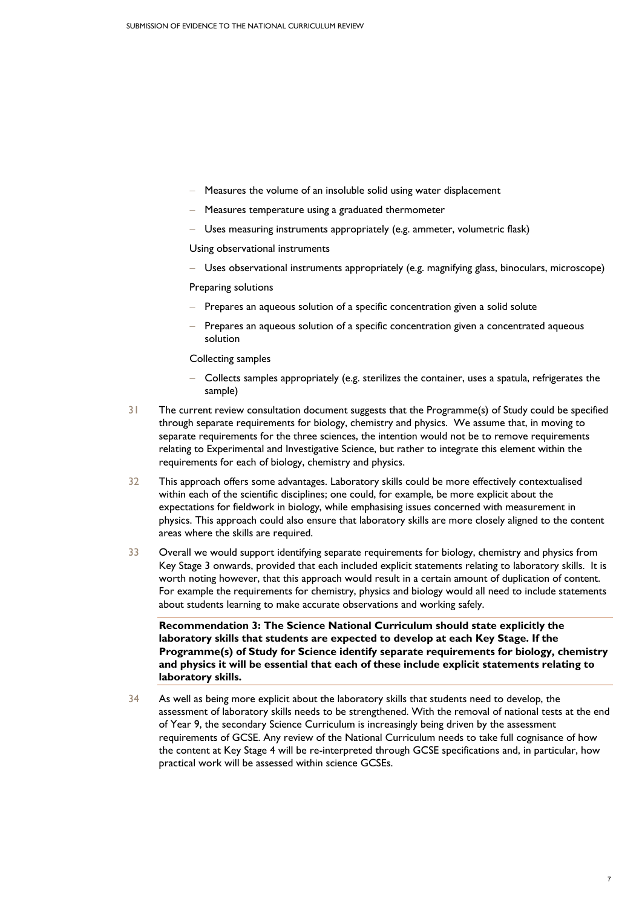- Measures the volume of an insoluble solid using water displacement
- Measures temperature using a graduated thermometer
- Uses measuring instruments appropriately (e.g. ammeter, volumetric flask)

Using observational instruments

- Uses observational instruments appropriately (e.g. magnifying glass, binoculars, microscope)

Preparing solutions

- Prepares an aqueous solution of a specific concentration given a solid solute
- Prepares an aqueous solution of a specific concentration given a concentrated aqueous solution

Collecting samples

- Collects samples appropriately (e.g. sterilizes the container, uses a spatula, refrigerates the sample)

31 The current review consultation document suggests that the Programme(s) of Study could be specified through separate requirements for biology, chemistry and physics. We assume that, in moving to separate requirements for the three sciences, the intention would not be to remove requirements relating to Experimental and Investigative Science, but rather to integrate this element within the requirements for each of biology, chemistry and physics.

32 This approach offers some advantages. Laboratory skills could be more effectively contextualised within each of the scientific disciplines; one could, for example, be more explicit about the expectations for fieldwork in biology, while emphasising issues concerned with measurement in physics. This approach could also ensure that laboratory skills are more closely aligned to the content areas where the skills are required.

33 Overall we would support identifying separate requirements for biology, chemistry and physics from Key Stage 3 onwards, provided that each included explicit statements relating to laboratory skills. It is worth noting however, that this approach would result in a certain amount of duplication of content. For example the requirements for chemistry, physics and biology would all need to include statements about students learning to make accurate observations and working safely.

**Recommendation 3: The Science National Curriculum should state explicitly the laboratory skills that students are expected to develop at each Key Stage. If the Programme(s) of Study for Science identify separate requirements for biology, chemistry and physics it will be essential that each of these include explicit statements relating to laboratory skills.**

34 As well as being more explicit about the laboratory skills that students need to develop, the assessment of laboratory skills needs to be strengthened. With the removal of national tests at the end of Year 9, the secondary Science Curriculum is increasingly being driven by the assessment requirements of GCSE. Any review of the National Curriculum needs to take full cognisance of how the content at Key Stage 4 will be re-interpreted through GCSE specifications and, in particular, how practical work will be assessed within science GCSEs.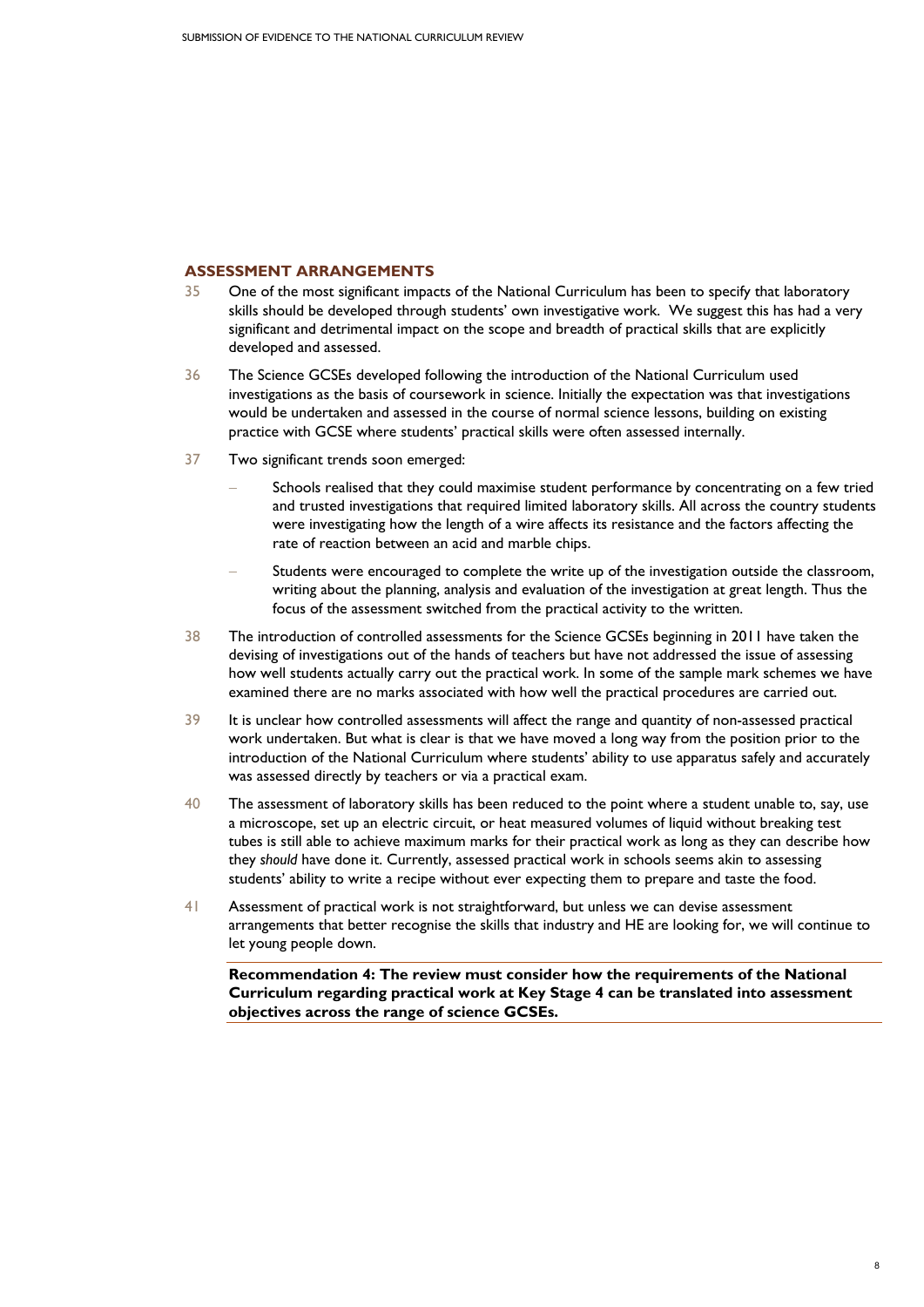## ASSESSMENT ARRANGEMENTS

35 One of the most significant impacts of the National Curriculum has been to specify that laboratory skills should be developed through students' own investigative work. We suggest this has had a very significant and detrimental impact on the scope and breadth of practical skills that are explicitly developed and assessed.

36 The Science GCSEs developed following the introduction of the National Curriculum used investigations as the basis of coursework in science. Initially the expectation was that investigations would be undertaken and assessed in the course of normal science lessons, building on existing practice with GCSE where students' practical skills were often assessed internally.

37 Two significant trends soon emerged:

- Schools realised that they could maximise student performance by concentrating on a few tried and trusted investigations that required limited laboratory skills. All across the country students were investigating how the length of a wire affects its resistance and the factors affecting the rate of reaction between an acid and marble chips.
- Students were encouraged to complete the write up of the investigation outside the classroom, writing about the planning, analysis and evaluation of the investigation at great length. Thus the focus of the assessment switched from the practical activity to the written.

38 The introduction of controlled assessments for the Science GCSEs beginning in 2011 have taken the devising of investigations out of the hands of teachers but have not addressed the issue of assessing how well students actually carry out the practical work. In some of the sample mark schemes we have examined there are no marks associated with how well the practical procedures are carried out.

39 It is unclear how controlled assessments will affect the range and quantity of non-assessed practical work undertaken. But what is clear is that we have moved a long way from the position prior to the introduction of the National Curriculum where students' ability to use apparatus safely and accurately was assessed directly by teachers or via a practical exam.

40 The assessment of laboratory skills has been reduced to the point where a student unable to, say, use a microscope, set up an electric circuit, or heat measured volumes of liquid without breaking test tubes is still able to achieve maximum marks for their practical work as long as they can describe how they *should* have done it. Currently, assessed practical work in schools seems akin to assessing students' ability to write a recipe without ever expecting them to prepare and taste the food.

41 Assessment of practical work is not straightforward, but unless we can devise assessment arrangements that better recognise the skills that industry and HE are looking for, we will continue to let young people down.

**Recommendation 4: The review must consider how the requirements of the National Curriculum regarding practical work at Key Stage 4 can be translated into assessment objectives across the range of science GCSEs.**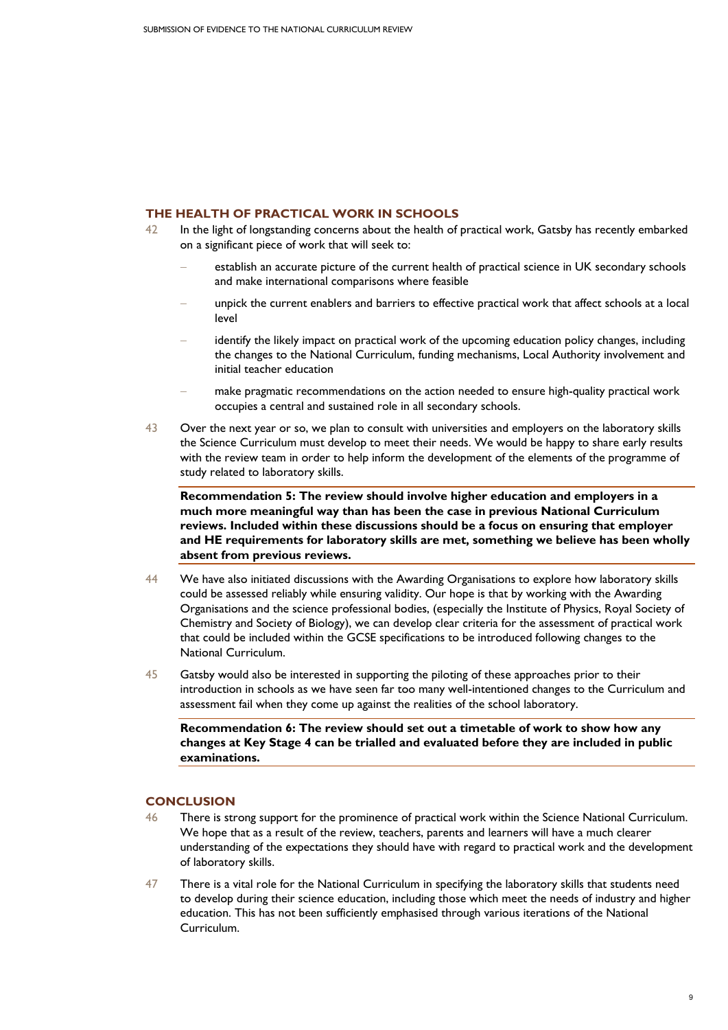## THE HEALTH OF PRACTICAL WORK IN SCHOOLS

42 In the light of longstanding concerns about the health of practical work, Gatsby has recently embarked on a significant piece of work that will seek to:

- establish an accurate picture of the current health of practical science in UK secondary schools and make international comparisons where feasible
- unpick the current enablers and barriers to effective practical work that affect schools at a local level
- identify the likely impact on practical work of the upcoming education policy changes, including the changes to the National Curriculum, funding mechanisms, Local Authority involvement and initial teacher education
- make pragmatic recommendations on the action needed to ensure high-quality practical work occupies a central and sustained role in all secondary schools.

43 Over the next year or so, we plan to consult with universities and employers on the laboratory skills the Science Curriculum must develop to meet their needs. We would be happy to share early results with the review team in order to help inform the development of the elements of the programme of study related to laboratory skills.

**Recommendation 5: The review should involve higher education and employers in a much more meaningful way than has been the case in previous National Curriculum reviews. Included within these discussions should be a focus on ensuring that employer and HE requirements for laboratory skills are met, something we believe has been wholly absent from previous reviews.**

44 We have also initiated discussions with the Awarding Organisations to explore how laboratory skills could be assessed reliably while ensuring validity. Our hope is that by working with the Awarding Organisations and the science professional bodies, (especially the Institute of Physics, Royal Society of Chemistry and Society of Biology), we can develop clear criteria for the assessment of practical work that could be included within the GCSE specifications to be introduced following changes to the National Curriculum.

45 Gatsby would also be interested in supporting the piloting of these approaches prior to their introduction in schools as we have seen far too many well-intentioned changes to the Curriculum and assessment fail when they come up against the realities of the school laboratory.

**Recommendation 6: The review should set out a timetable of work to show how any changes at Key Stage 4 can be trialled and evaluated before they are included in public examinations.**

## CONCLUSION

46 There is strong support for the prominence of practical work within the Science National Curriculum. We hope that as a result of the review, teachers, parents and learners will have a much clearer understanding of the expectations they should have with regard to practical work and the development of laboratory skills.

47 There is a vital role for the National Curriculum in specifying the laboratory skills that students need to develop during their science education, including those which meet the needs of industry and higher education. This has not been sufficiently emphasised through various iterations of the National Curriculum.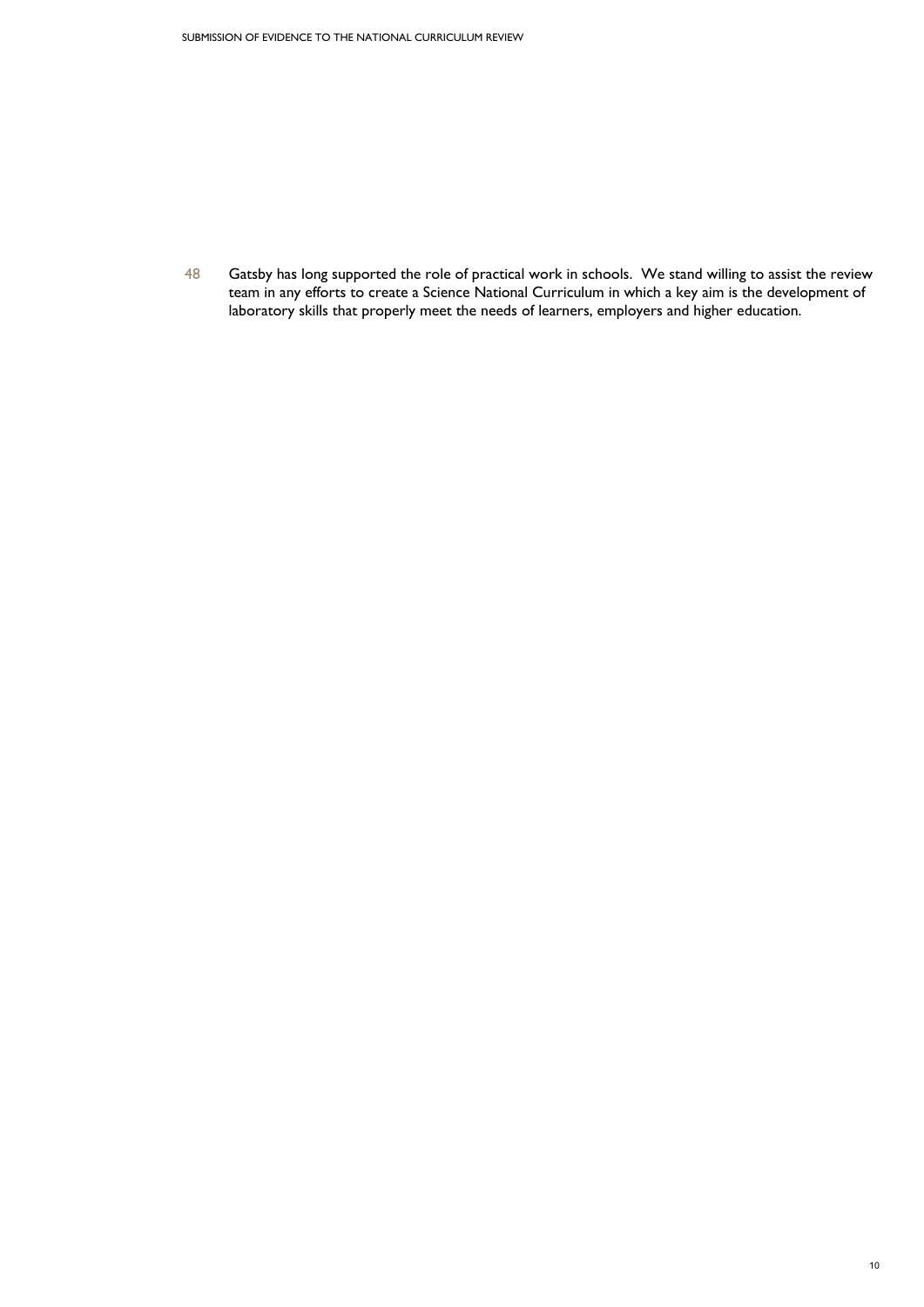48 Gatsby has long supported the role of practical work in schools. We stand willing to assist the review team in any efforts to create a Science National Curriculum in which a key aim is the development of laboratory skills that properly meet the needs of learners, employers and higher education.